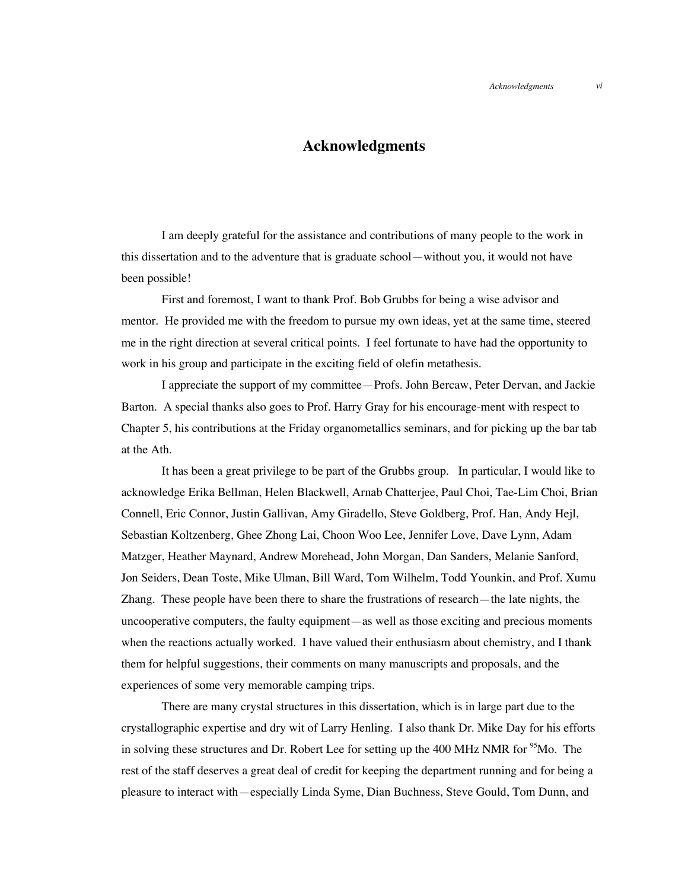# Acknowledgments

I am deeply grateful for the assistance and contributions of many people to the work in this dissertation and to the adventure that is graduate school—without you, it would not have been possible!

First and foremost, I want to thank Prof. Bob Grubbs for being a wise advisor and mentor. He provided me with the freedom to pursue my own ideas, yet at the same time, steered me in the right direction at several critical points. I feel fortunate to have had the opportunity to work in his group and participate in the exciting field of olefin metathesis.

I appreciate the support of my committee—Profs. John Bercaw, Peter Dervan, and Jackie Barton. A special thanks also goes to Prof. Harry Gray for his encourage-ment with respect to Chapter 5, his contributions at the Friday organometallics seminars, and for picking up the bar tab at the Ath.

It has been a great privilege to be part of the Grubbs group. In particular, I would like to acknowledge Erika Bellman, Helen Blackwell, Arnab Chatterjee, Paul Choi, Tae-Lim Choi, Brian Connell, Eric Connor, Justin Gallivan, Amy Giradello, Steve Goldberg, Prof. Han, Andy Hejl, Sebastian Koltzenberg, Ghee Zhong Lai, Choon Woo Lee, Jennifer Love, Dave Lynn, Adam Matzger, Heather Maynard, Andrew Morehead, John Morgan, Dan Sanders, Melanie Sanford, Jon Seiders, Dean Toste, Mike Ulman, Bill Ward, Tom Wilhelm, Todd Younkin, and Prof. Xumu Zhang. These people have been there to share the frustrations of research—the late nights, the uncooperative computers, the faulty equipment—as well as those exciting and precious moments when the reactions actually worked. I have valued their enthusiasm about chemistry, and I thank them for helpful suggestions, their comments on many manuscripts and proposals, and the experiences of some very memorable camping trips.

There are many crystal structures in this dissertation, which is in large part due to the crystallographic expertise and dry wit of Larry Henling. I also thank Dr. Mike Day for his efforts in solving these structures and Dr. Robert Lee for setting up the 400 MHz NMR for $^{95}$Mo. The rest of the staff deserves a great deal of credit for keeping the department running and for being a pleasure to interact with—especially Linda Syme, Dian Buchness, Steve Gould, Tom Dunn, and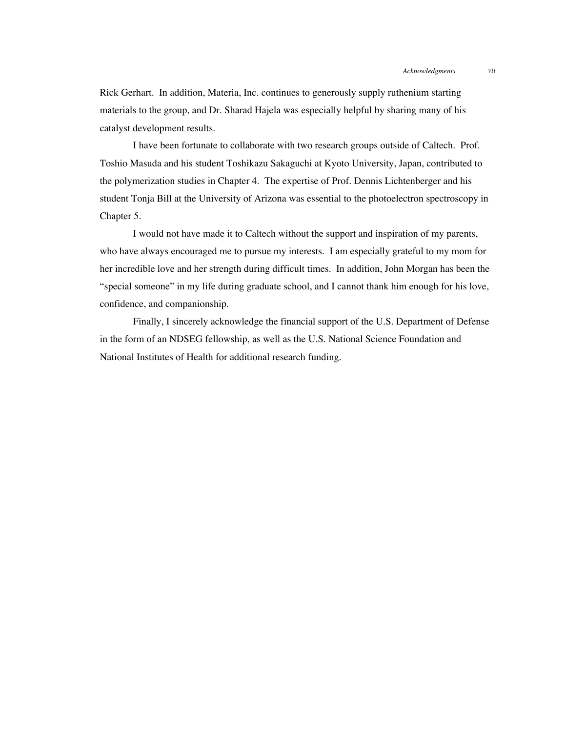Rick Gerhart. In addition, Materia, Inc. continues to generously supply ruthenium starting materials to the group, and Dr. Sharad Hajela was especially helpful by sharing many of his catalyst development results.

I have been fortunate to collaborate with two research groups outside of Caltech. Prof. Toshio Masuda and his student Toshikazu Sakaguchi at Kyoto University, Japan, contributed to the polymerization studies in Chapter 4. The expertise of Prof. Dennis Lichtenberger and his student Tonja Bill at the University of Arizona was essential to the photoelectron spectroscopy in Chapter 5.

I would not have made it to Caltech without the support and inspiration of my parents, who have always encouraged me to pursue my interests. I am especially grateful to my mom for her incredible love and her strength during difficult times. In addition, John Morgan has been the "special someone" in my life during graduate school, and I cannot thank him enough for his love, confidence, and companionship.

Finally, I sincerely acknowledge the financial support of the U.S. Department of Defense in the form of an NDSEG fellowship, as well as the U.S. National Science Foundation and National Institutes of Health for additional research funding.